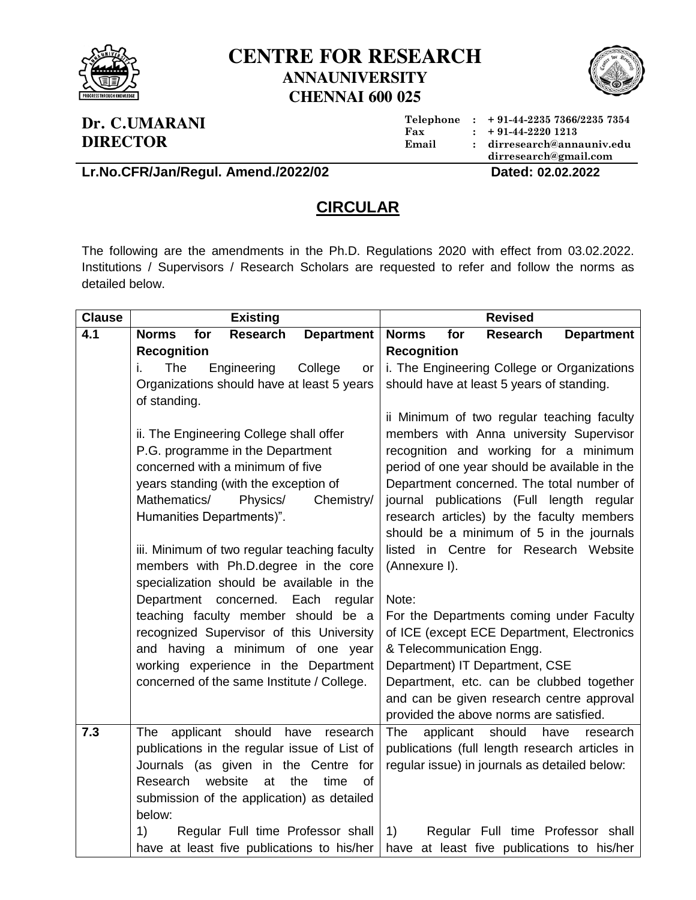# CENTRE FOR RESEARCH
## ANNAUNIVERSITY
## CHENNAI 600 025

**Dr. C.UMARANI**
**DIRECTOR**

Telephone : + 91-44-2235 7366/2235 7354
Fax : + 91-44-2220 1213
Email : dirresearch@annauniv.edu
dirresearch@gmail.com

**Lr.No.CFR/Jan/Regul. Amend./2022/02** **Dated: 02.02.2022**

## CIRCULAR

The following are the amendments in the Ph.D. Regulations 2020 with effect from 03.02.2022. Institutions / Supervisors / Research Scholars are requested to refer and follow the norms as detailed below.

| Clause | Existing | Revised |
|---|---|---|
| **4.1** | **Norms for Research Department Recognition**<br>i. The Engineering College or Organizations should have at least 5 years of standing.<br><br>ii. The Engineering College shall offer P.G. programme in the Department concerned with a minimum of five years standing (with the exception of Mathematics/ Physics/ Chemistry/ Humanities Departments)".<br><br>iii. Minimum of two regular teaching faculty members with Ph.D.degree in the core specialization should be available in the Department concerned. Each regular teaching faculty member should be a recognized Supervisor of this University and having a minimum of one year working experience in the Department concerned of the same Institute / College. | **Norms for Research Department Recognition**<br>i. The Engineering College or Organizations should have at least 5 years of standing.<br><br>ii Minimum of two regular teaching faculty members with Anna university Supervisor recognition and working for a minimum period of one year should be available in the Department concerned. The total number of journal publications (Full length regular research articles) by the faculty members should be a minimum of 5 in the journals listed in Centre for Research Website (Annexure I).<br><br>Note:<br>For the Departments coming under Faculty of ICE (except ECE Department, Electronics & Telecommunication Engg. Department) IT Department, CSE Department, etc. can be clubbed together and can be given research centre approval provided the above norms are satisfied. |
| **7.3** | The applicant should have research publications in the regular issue of List of Journals (as given in the Centre for Research website at the time of submission of the application) as detailed below:<br>1) Regular Full time Professor shall have at least five publications to his/her | The applicant should have research publications (full length research articles in regular issue) in journals as detailed below:<br><br>1) Regular Full time Professor shall have at least five publications to his/her |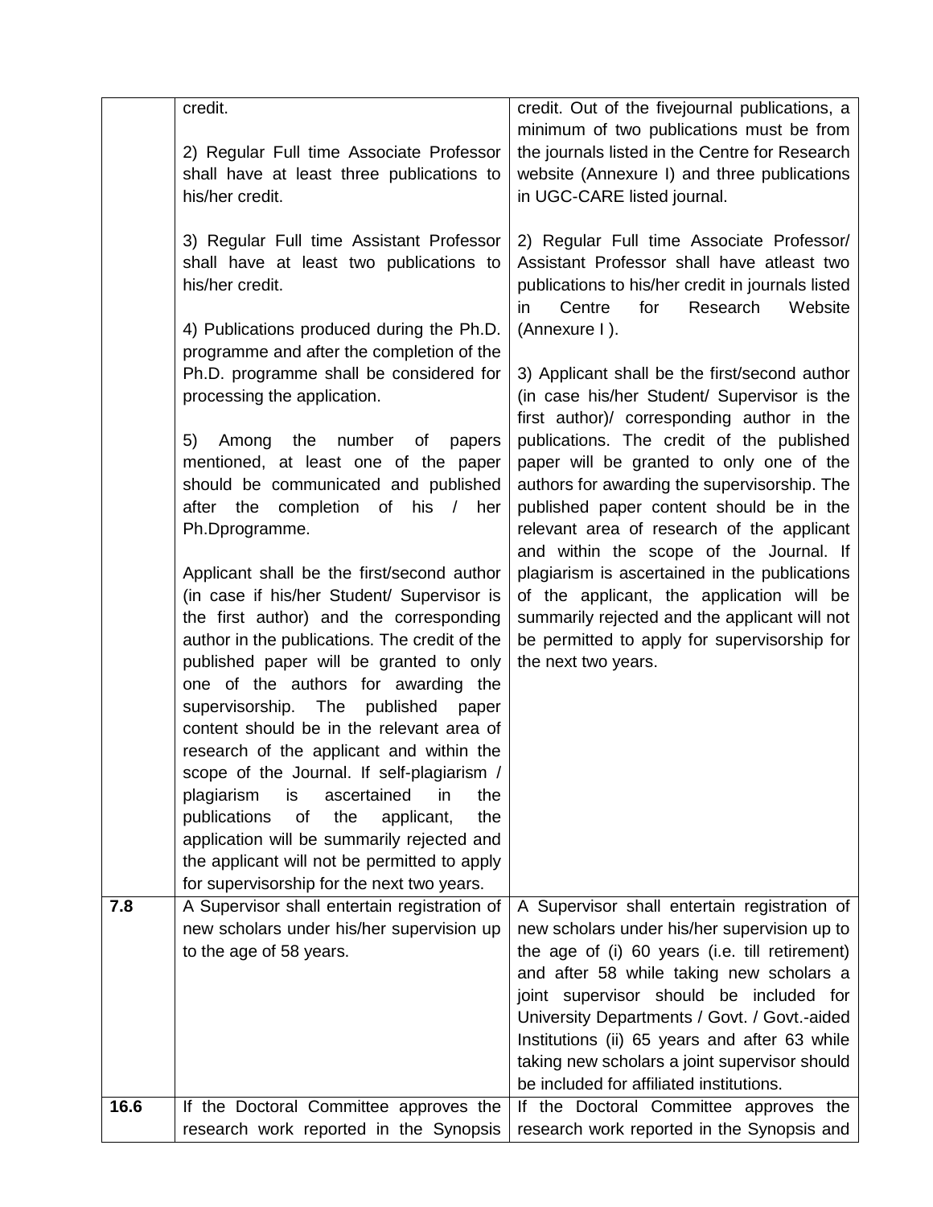| | | |
|---|---|---|
| | credit.<br><br>2) Regular Full time Associate Professor shall have at least three publications to his/her credit.<br><br>3) Regular Full time Assistant Professor shall have at least two publications to his/her credit.<br><br>4) Publications produced during the Ph.D. programme and after the completion of the Ph.D. programme shall be considered for processing the application.<br><br>5) Among the number of papers mentioned, at least one of the paper should be communicated and published after the completion of his / her Ph.Dprogramme.<br><br>Applicant shall be the first/second author (in case if his/her Student/ Supervisor is the first author) and the corresponding author in the publications. The credit of the published paper will be granted to only one of the authors for awarding the supervisorship. The published paper content should be in the relevant area of research of the applicant and within the scope of the Journal. If self-plagiarism / plagiarism is ascertained in the publications of the applicant, the application will be summarily rejected and the applicant will not be permitted to apply for supervisorship for the next two years. | credit. Out of the fivejournal publications, a minimum of two publications must be from the journals listed in the Centre for Research website (Annexure I) and three publications in UGC-CARE listed journal.<br><br>2) Regular Full time Associate Professor/ Assistant Professor shall have atleast two publications to his/her credit in journals listed in Centre for Research Website (Annexure I ).<br><br>3) Applicant shall be the first/second author (in case his/her Student/ Supervisor is the first author)/ corresponding author in the publications. The credit of the published paper will be granted to only one of the authors for awarding the supervisorship. The published paper content should be in the relevant area of research of the applicant and within the scope of the Journal. If plagiarism is ascertained in the publications of the applicant, the application will be summarily rejected and the applicant will not be permitted to apply for supervisorship for the next two years. |
| **7.8** | A Supervisor shall entertain registration of new scholars under his/her supervision up to the age of 58 years. | A Supervisor shall entertain registration of new scholars under his/her supervision up to the age of (i) 60 years (i.e. till retirement) and after 58 while taking new scholars a joint supervisor should be included for University Departments / Govt. / Govt.-aided Institutions (ii) 65 years and after 63 while taking new scholars a joint supervisor should be included for affiliated institutions. |
| **16.6** | If the Doctoral Committee approves the research work reported in the Synopsis | If the Doctoral Committee approves the research work reported in the Synopsis and |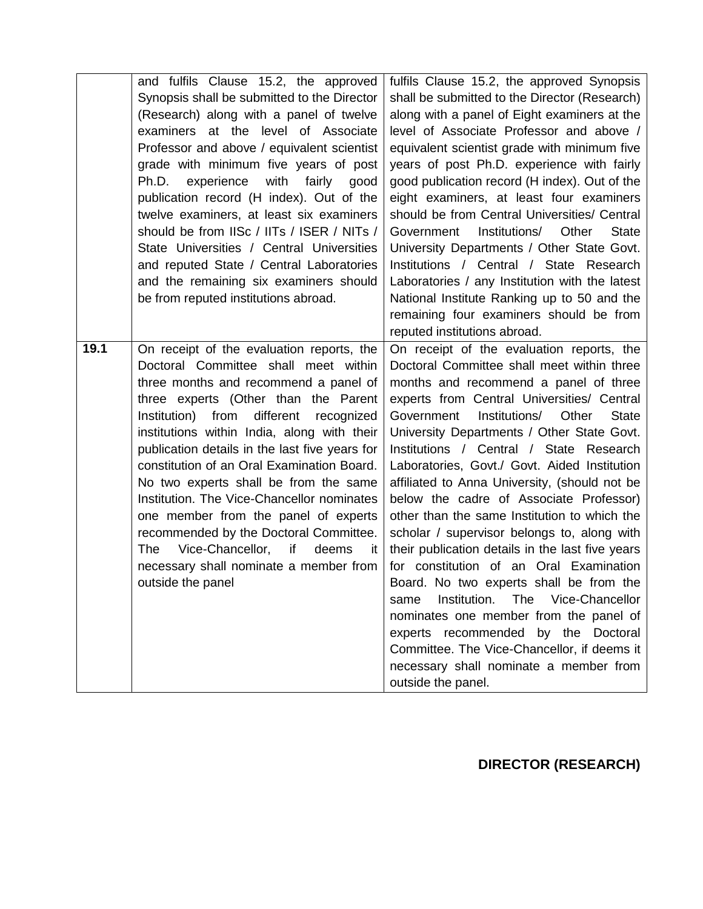| | | |
|---|---|---|
| | and fulfils Clause 15.2, the approved Synopsis shall be submitted to the Director (Research) along with a panel of twelve examiners at the level of Associate Professor and above / equivalent scientist grade with minimum five years of post Ph.D. experience with fairly good publication record (H index). Out of the twelve examiners, at least six examiners should be from IISc / IITs / ISER / NITs / State Universities / Central Universities and reputed State / Central Laboratories and the remaining six examiners should be from reputed institutions abroad. | fulfils Clause 15.2, the approved Synopsis shall be submitted to the Director (Research) along with a panel of Eight examiners at the level of Associate Professor and above / equivalent scientist grade with minimum five years of post Ph.D. experience with fairly good publication record (H index). Out of the eight examiners, at least four examiners should be from Central Universities/ Central Government Institutions/ Other State University Departments / Other State Govt. Institutions / Central / State Research Laboratories / any Institution with the latest National Institute Ranking up to 50 and the remaining four examiners should be from reputed institutions abroad. |
| **19.1** | On receipt of the evaluation reports, the Doctoral Committee shall meet within three months and recommend a panel of three experts (Other than the Parent Institution) from different recognized institutions within India, along with their publication details in the last five years for constitution of an Oral Examination Board. No two experts shall be from the same Institution. The Vice-Chancellor nominates one member from the panel of experts recommended by the Doctoral Committee. The Vice-Chancellor, if deems it necessary shall nominate a member from outside the panel | On receipt of the evaluation reports, the Doctoral Committee shall meet within three months and recommend a panel of three experts from Central Universities/ Central Government Institutions/ Other State University Departments / Other State Govt. Institutions / Central / State Research Laboratories, Govt./ Govt. Aided Institution affiliated to Anna University, (should not be below the cadre of Associate Professor) other than the same Institution to which the scholar / supervisor belongs to, along with their publication details in the last five years for constitution of an Oral Examination Board. No two experts shall be from the same Institution. The Vice-Chancellor nominates one member from the panel of experts recommended by the Doctoral Committee. The Vice-Chancellor, if deems it necessary shall nominate a member from outside the panel. |

**DIRECTOR (RESEARCH)**